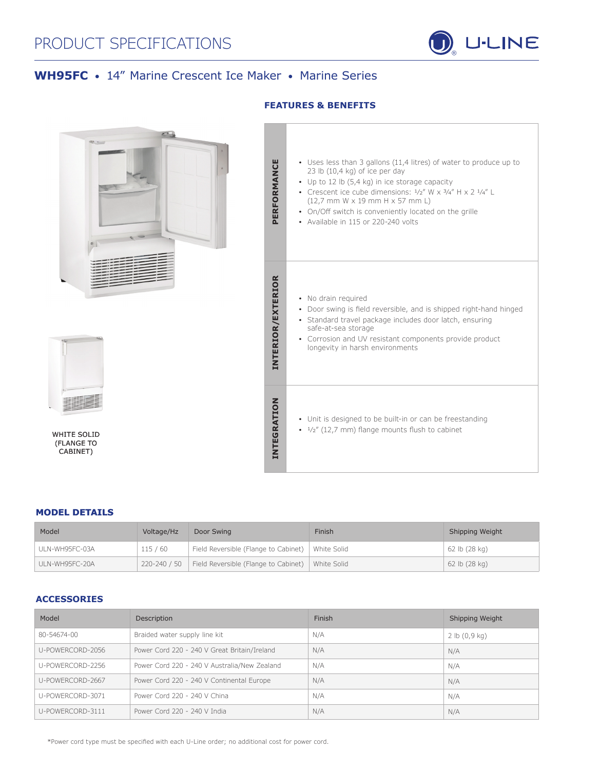# PRODUCT SPECIFICATIONS

U-LINE

## WH95FC • 14" Marine Crescent Ice Maker • Marine Series

WHITE SOLID (FLANGE TO CABINET)

### FEATURES & BENEFITS

**PERFORMANCE**

- Uses less than 3 gallons (11,4 litres) of water to produce up to 23 lb (10,4 kg) of ice per day
- Up to 12 lb (5,4 kg) in ice storage capacity
- Crescent ice cube dimensions: ½" W x ¾" H x 2 ¼" L (12,7 mm W x 19 mm H x 57 mm L)
- On/Off switch is conveniently located on the grille
- Available in 115 or 220-240 volts

**INTERIOR/EXTERIOR**

- No drain required
- Door swing is field reversible, and is shipped right-hand hinged
- Standard travel package includes door latch, ensuring safe-at-sea storage
- Corrosion and UV resistant components provide product longevity in harsh environments

**INTEGRATION**

- Unit is designed to be built-in or can be freestanding
- ½" (12,7 mm) flange mounts flush to cabinet

### MODEL DETAILS

| Model | Voltage/Hz | Door Swing | Finish | Shipping Weight |
|---|---|---|---|---|
| ULN-WH95FC-03A | 115 / 60 | Field Reversible (Flange to Cabinet) | White Solid | 62 lb (28 kg) |
| ULN-WH95FC-20A | 220-240 / 50 | Field Reversible (Flange to Cabinet) | White Solid | 62 lb (28 kg) |

### ACCESSORIES

| Model | Description | Finish | Shipping Weight |
|---|---|---|---|
| 80-54674-00 | Braided water supply line kit | N/A | 2 lb (0,9 kg) |
| U-POWERCORD-2056 | Power Cord 220 - 240 V Great Britain/Ireland | N/A | N/A |
| U-POWERCORD-2256 | Power Cord 220 - 240 V Australia/New Zealand | N/A | N/A |
| U-POWERCORD-2667 | Power Cord 220 - 240 V Continental Europe | N/A | N/A |
| U-POWERCORD-3071 | Power Cord 220 - 240 V China | N/A | N/A |
| U-POWERCORD-3111 | Power Cord 220 - 240 V India | N/A | N/A |

*Power cord type must be specified with each U-Line order; no additional cost for power cord.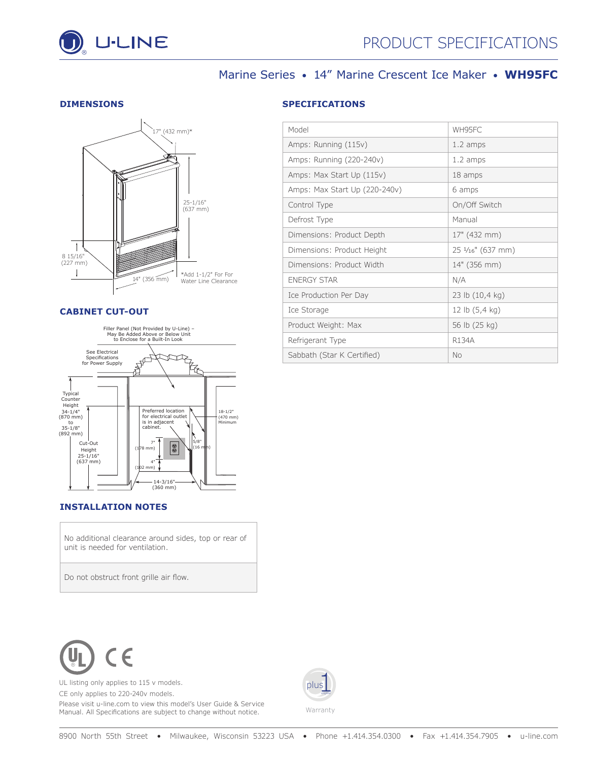# PRODUCT SPECIFICATIONS

## Marine Series • 14" Marine Crescent Ice Maker • **WH95FC**

### DIMENSIONS

17" (432 mm)*

25-1/16" (637 mm)

8 15/16" (227 mm)

14" (356 mm)

*Add 1-1/2" For For Water Line Clearance

### CABINET CUT-OUT

Filler Panel (Not Provided by U-Line) – May Be Added Above or Below Unit to Enclose for a Built-In Look

See Electrical Specifications for Power Supply

Typical Counter Height 34-1/4" (870 mm) to 35-1/8" (892 mm)

Cut-Out Height 25-1/16" (637 mm)

Preferred location for electrical outlet is in adjacent cabinet.

7" (178 mm)

4" (102 mm)

5/8" (16 mm)

18-1/2" (470 mm) Minimum

14-3/16" (360 mm)

### INSTALLATION NOTES

| |
|---|
| No additional clearance around sides, top or rear of unit is needed for ventilation. |
| Do not obstruct front grille air flow. |

### SPECIFICATIONS

| | |
|---|---|
| Model | WH95FC |
| Amps: Running (115v) | 1.2 amps |
| Amps: Running (220-240v) | 1.2 amps |
| Amps: Max Start Up (115v) | 18 amps |
| Amps: Max Start Up (220-240v) | 6 amps |
| Control Type | On/Off Switch |
| Defrost Type | Manual |
| Dimensions: Product Depth | 17" (432 mm) |
| Dimensions: Product Height | 25 1/16" (637 mm) |
| Dimensions: Product Width | 14" (356 mm) |
| ENERGY STAR | N/A |
| Ice Production Per Day | 23 lb (10,4 kg) |
| Ice Storage | 12 lb (5,4 kg) |
| Product Weight: Max | 56 lb (25 kg) |
| Refrigerant Type | R134A |
| Sabbath (Star K Certified) | No |

UL listing only applies to 115 v models.

CE only applies to 220-240v models.

Please visit u-line.com to view this model's User Guide & Service Manual. All Specifications are subject to change without notice.

plus1 Warranty

8900 North 55th Street • Milwaukee, Wisconsin 53223 USA • Phone +1.414.354.0300 • Fax +1.414.354.7905 • u-line.com